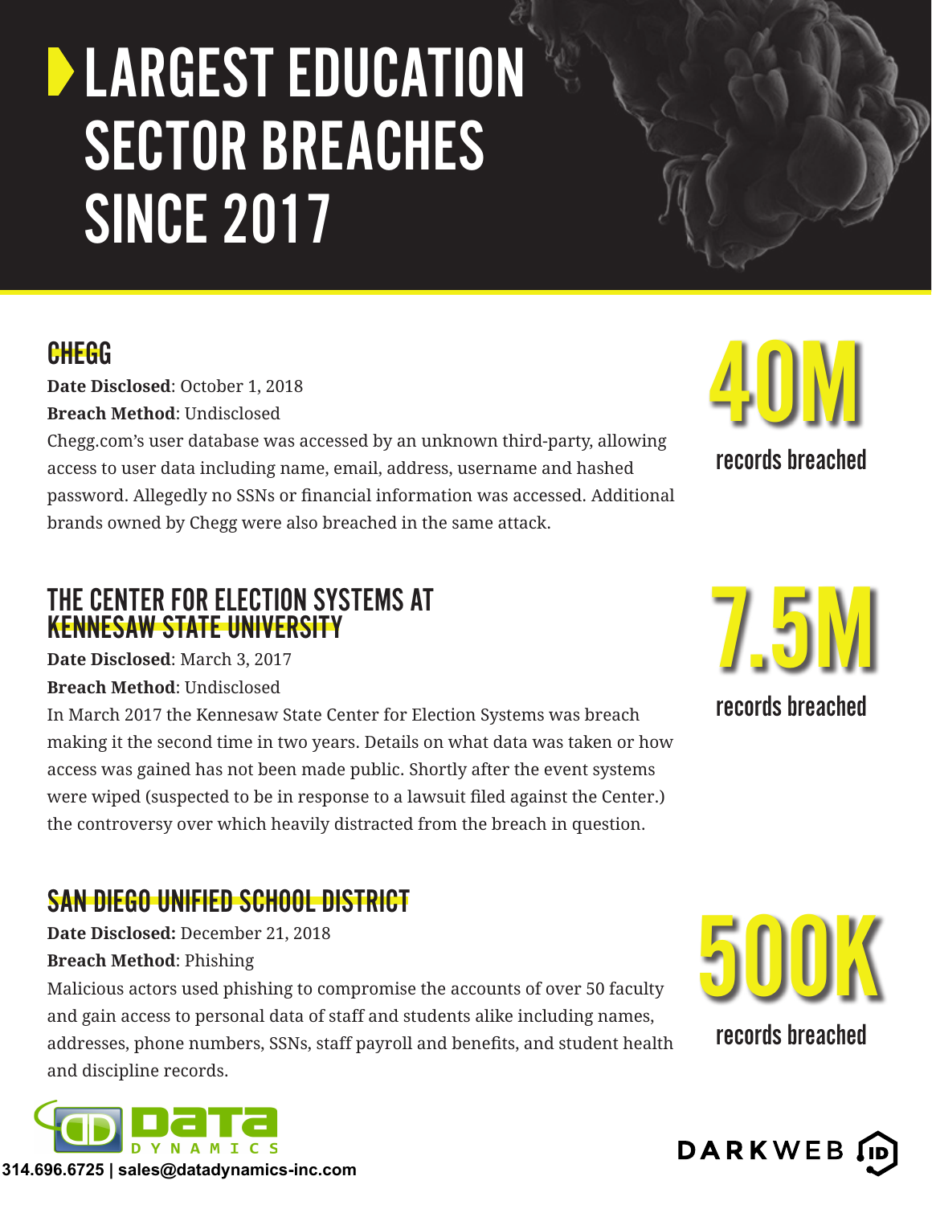# LARGEST EDUCATION SECTOR BREACHES SINCE 2017

## CHEGG

**Date Disclosed**: October 1, 2018

**Breach Method**: Undisclosed

Chegg.com's user database was accessed by an unknown third-party, allowing access to user data including name, email, address, username and hashed password. Allegedly no SSNs or financial information was accessed. Additional brands owned by Chegg were also breached in the same attack.

**40M** records breached

## THE CENTER FOR ELECTION SYSTEMS AT KENNESAW STATE UNIVERSITY

**Date Disclosed**: March 3, 2017

**Breach Method**: Undisclosed

In March 2017 the Kennesaw State Center for Election Systems was breach making it the second time in two years. Details on what data was taken or how access was gained has not been made public. Shortly after the event systems were wiped (suspected to be in response to a lawsuit filed against the Center.) the controversy over which heavily distracted from the breach in question.

**7.5M** records breached

## SAN DIEGO UNIFIED SCHOOL DISTRICT

**Date Disclosed:** December 21, 2018

**Breach Method**: Phishing

Malicious actors used phishing to compromise the accounts of over 50 faculty and gain access to personal data of staff and students alike including names, addresses, phone numbers, SSNs, staff payroll and benefits, and student health and discipline records.

**500K** records breached

DATA DYNAMICS

314.696.6725 | sales@datadynamics-inc.com

DARKWEB ID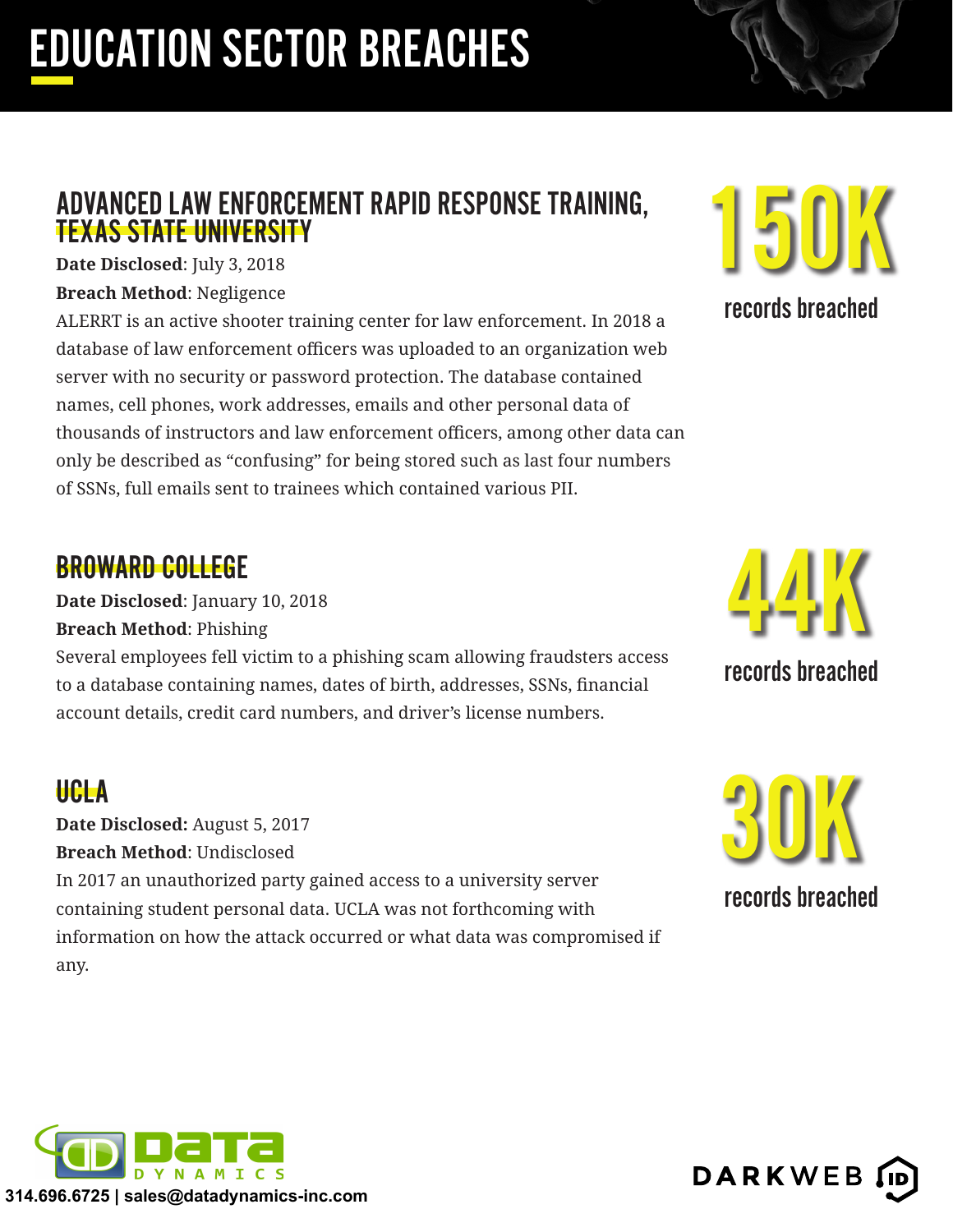# EDUCATION SECTOR BREACHES

## ADVANCED LAW ENFORCEMENT RAPID RESPONSE TRAINING, TEXAS STATE UNIVERSITY

**Date Disclosed**: July 3, 2018

**Breach Method**: Negligence

ALERRT is an active shooter training center for law enforcement. In 2018 a database of law enforcement officers was uploaded to an organization web server with no security or password protection. The database contained names, cell phones, work addresses, emails and other personal data of thousands of instructors and law enforcement officers, among other data can only be described as "confusing" for being stored such as last four numbers of SSNs, full emails sent to trainees which contained various PII.

**150K** records breached

## BROWARD COLLEGE

**Date Disclosed**: January 10, 2018

**Breach Method**: Phishing

Several employees fell victim to a phishing scam allowing fraudsters access to a database containing names, dates of birth, addresses, SSNs, financial account details, credit card numbers, and driver's license numbers.

**44K** records breached

## UCLA

**Date Disclosed:** August 5, 2017

**Breach Method**: Undisclosed

In 2017 an unauthorized party gained access to a university server containing student personal data. UCLA was not forthcoming with information on how the attack occurred or what data was compromised if any.

**30K** records breached

314.696.6725 | sales@datadynamics-inc.com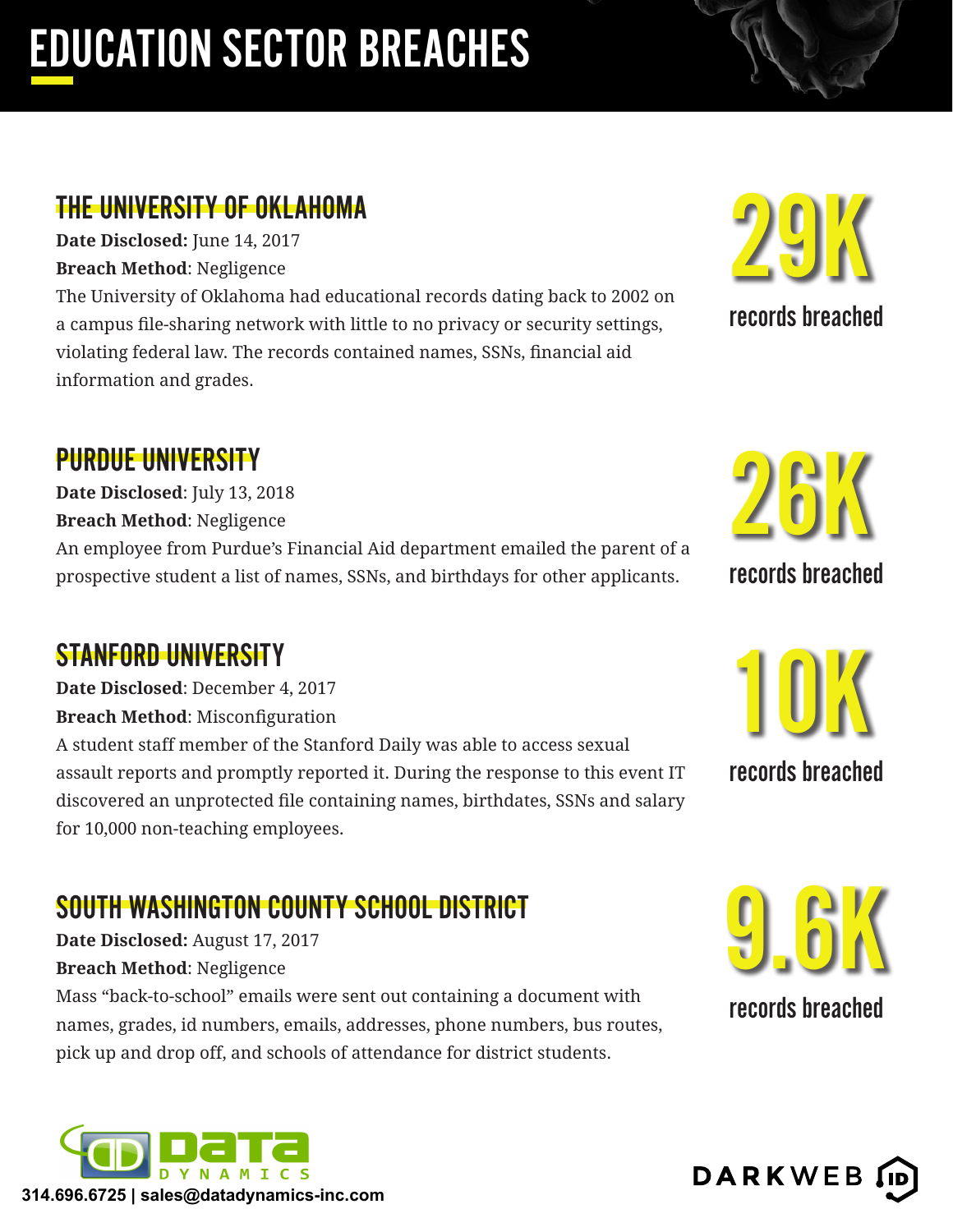# EDUCATION SECTOR BREACHES

## THE UNIVERSITY OF OKLAHOMA

**Date Disclosed:** June 14, 2017
**Breach Method**: Negligence
The University of Oklahoma had educational records dating back to 2002 on a campus file-sharing network with little to no privacy or security settings, violating federal law. The records contained names, SSNs, financial aid information and grades.

**29K** records breached

## PURDUE UNIVERSITY

**Date Disclosed**: July 13, 2018
**Breach Method**: Negligence
An employee from Purdue's Financial Aid department emailed the parent of a prospective student a list of names, SSNs, and birthdays for other applicants.

**26K** records breached

## STANFORD UNIVERSITY

**Date Disclosed**: December 4, 2017
**Breach Method**: Misconfiguration
A student staff member of the Stanford Daily was able to access sexual assault reports and promptly reported it. During the response to this event IT discovered an unprotected file containing names, birthdates, SSNs and salary for 10,000 non-teaching employees.

**10K** records breached

## SOUTH WASHINGTON COUNTY SCHOOL DISTRICT

**Date Disclosed:** August 17, 2017
**Breach Method**: Negligence
Mass "back-to-school" emails were sent out containing a document with names, grades, id numbers, emails, addresses, phone numbers, bus routes, pick up and drop off, and schools of attendance for district students.

**9.6K** records breached

DATA DYNAMICS
314.696.6725 | sales@datadynamics-inc.com

DARKWEB ID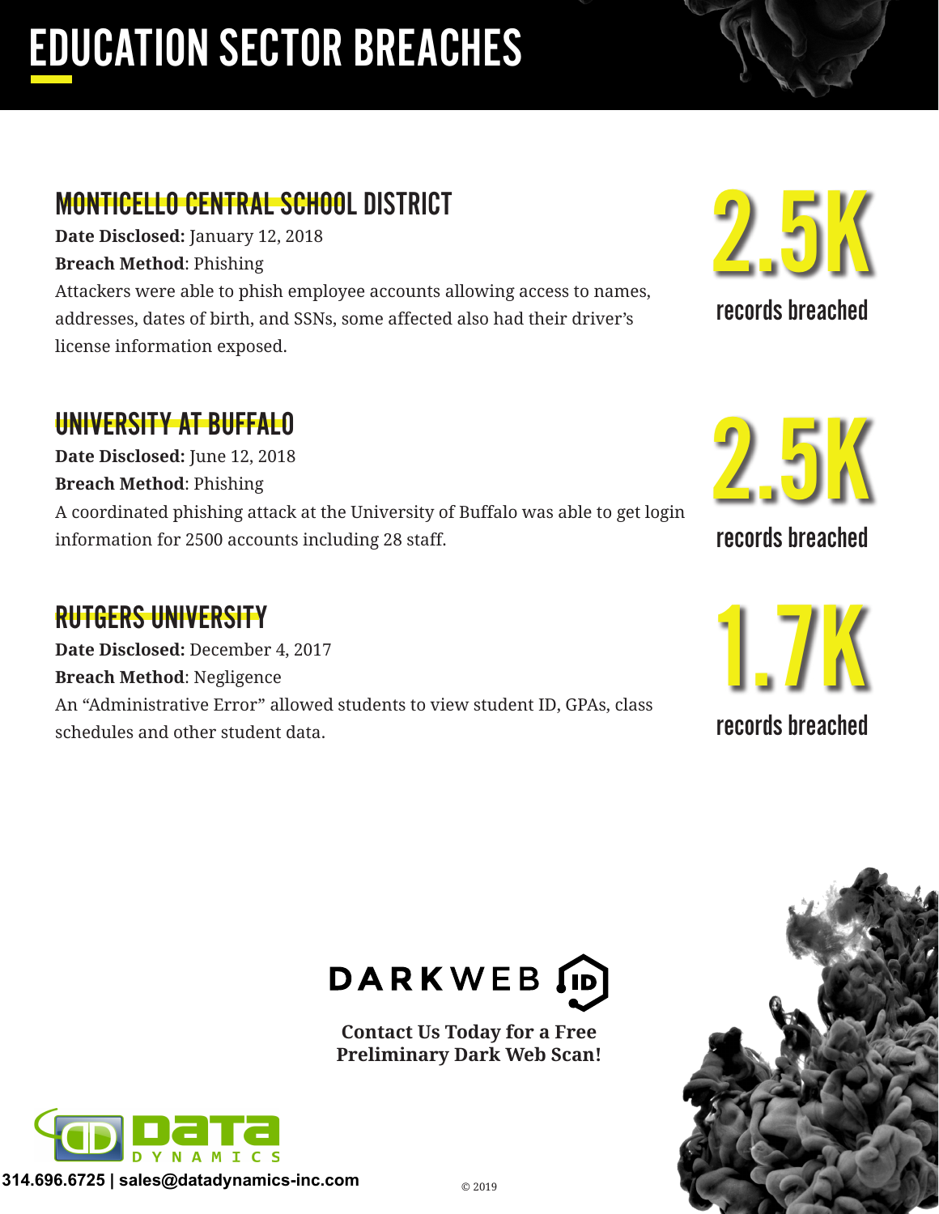# EDUCATION SECTOR BREACHES

## MONTICELLO CENTRAL SCHOOL DISTRICT

**Date Disclosed:** January 12, 2018

**Breach Method**: Phishing

Attackers were able to phish employee accounts allowing access to names, addresses, dates of birth, and SSNs, some affected also had their driver's license information exposed.

**2.5K** records breached

## UNIVERSITY AT BUFFALO

**Date Disclosed:** June 12, 2018

**Breach Method**: Phishing

A coordinated phishing attack at the University of Buffalo was able to get login information for 2500 accounts including 28 staff.

**2.5K** records breached

## RUTGERS UNIVERSITY

**Date Disclosed:** December 4, 2017

**Breach Method**: Negligence

An "Administrative Error" allowed students to view student ID, GPAs, class schedules and other student data.

**1.7K** records breached

DARKWEB ID

**Contact Us Today for a Free Preliminary Dark Web Scan!**

DATA DYNAMICS

314.696.6725 | sales@datadynamics-inc.com

© 2019